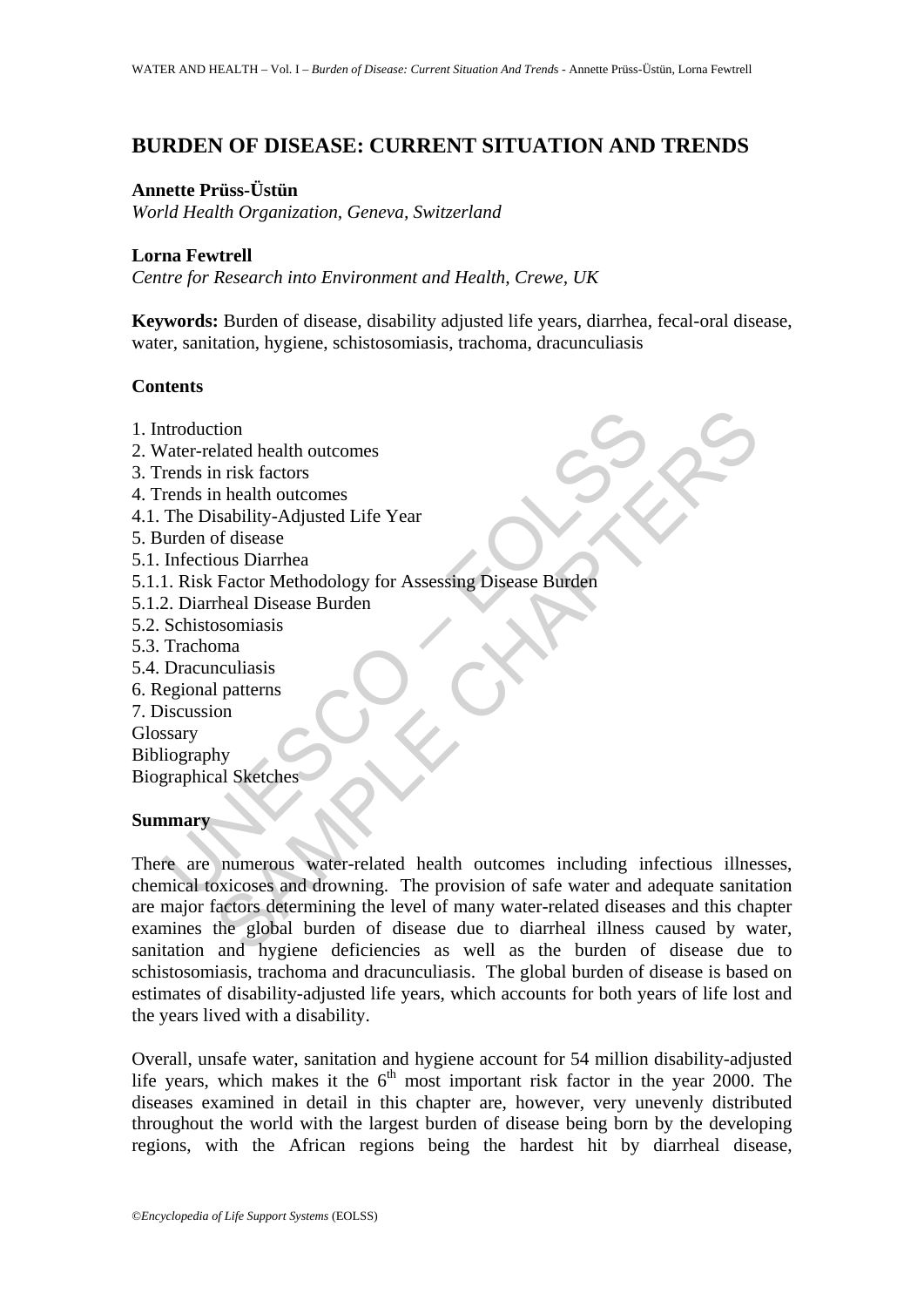# BURDEN OF DISEASE: CURRENT SITUATION AND TRENDS

**Annette Prüss-Üstün**
*World Health Organization, Geneva, Switzerland*

**Lorna Fewtrell**
*Centre for Research into Environment and Health, Crewe, UK*

**Keywords:** Burden of disease, disability adjusted life years, diarrhea, fecal-oral disease, water, sanitation, hygiene, schistosomiasis, trachoma, dracunculiasis

## Contents

1. Introduction
2. Water-related health outcomes
3. Trends in risk factors
4. Trends in health outcomes
4.1. The Disability-Adjusted Life Year
5. Burden of disease
5.1. Infectious Diarrhea
5.1.1. Risk Factor Methodology for Assessing Disease Burden
5.1.2. Diarrheal Disease Burden
5.2. Schistosomiasis
5.3. Trachoma
5.4. Dracunculiasis
6. Regional patterns
7. Discussion

Glossary
Bibliography
Biographical Sketches

## Summary

There are numerous water-related health outcomes including infectious illnesses, chemical toxicoses and drowning. The provision of safe water and adequate sanitation are major factors determining the level of many water-related diseases and this chapter examines the global burden of disease due to diarrheal illness caused by water, sanitation and hygiene deficiencies as well as the burden of disease due to schistosomiasis, trachoma and dracunculiasis. The global burden of disease is based on estimates of disability-adjusted life years, which accounts for both years of life lost and the years lived with a disability.

Overall, unsafe water, sanitation and hygiene account for 54 million disability-adjusted life years, which makes it the 6$^{th}$ most important risk factor in the year 2000. The diseases examined in detail in this chapter are, however, very unevenly distributed throughout the world with the largest burden of disease being born by the developing regions, with the African regions being the hardest hit by diarrheal disease,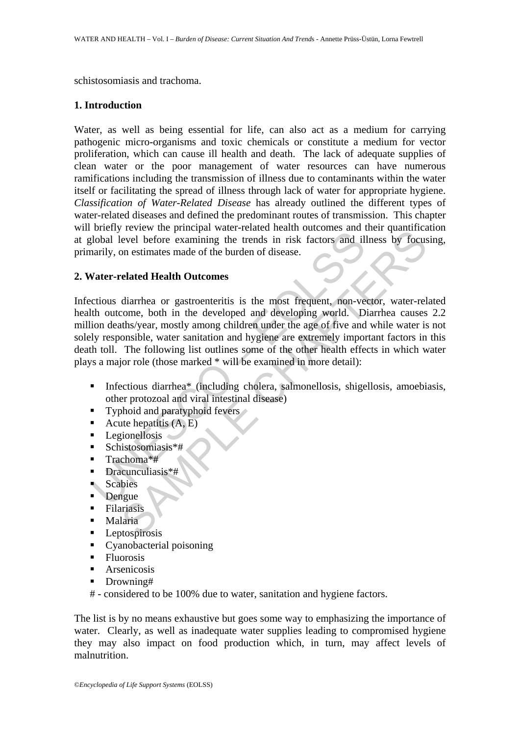schistosomiasis and trachoma.

## 1. Introduction

Water, as well as being essential for life, can also act as a medium for carrying pathogenic micro-organisms and toxic chemicals or constitute a medium for vector proliferation, which can cause ill health and death. The lack of adequate supplies of clean water or the poor management of water resources can have numerous ramifications including the transmission of illness due to contaminants within the water itself or facilitating the spread of illness through lack of water for appropriate hygiene. *Classification of Water-Related Disease* has already outlined the different types of water-related diseases and defined the predominant routes of transmission. This chapter will briefly review the principal water-related health outcomes and their quantification at global level before examining the trends in risk factors and illness by focusing, primarily, on estimates made of the burden of disease.

## 2. Water-related Health Outcomes

Infectious diarrhea or gastroenteritis is the most frequent, non-vector, water-related health outcome, both in the developed and developing world. Diarrhea causes 2.2 million deaths/year, mostly among children under the age of five and while water is not solely responsible, water sanitation and hygiene are extremely important factors in this death toll. The following list outlines some of the other health effects in which water plays a major role (those marked * will be examined in more detail):

- Infectious diarrhea* (including cholera, salmonellosis, shigellosis, amoebiasis, other protozoal and viral intestinal disease)
- Typhoid and paratyphoid fevers
- Acute hepatitis (A, E)
- Legionellosis
- Schistosomiasis*#
- Trachoma*#
- Dracunculiasis*#
- Scabies
- Dengue
- Filariasis
- Malaria
- Leptospirosis
- Cyanobacterial poisoning
- Fluorosis
- Arsenicosis
- Drowning#

# - considered to be 100% due to water, sanitation and hygiene factors.

The list is by no means exhaustive but goes some way to emphasizing the importance of water. Clearly, as well as inadequate water supplies leading to compromised hygiene they may also impact on food production which, in turn, may affect levels of malnutrition.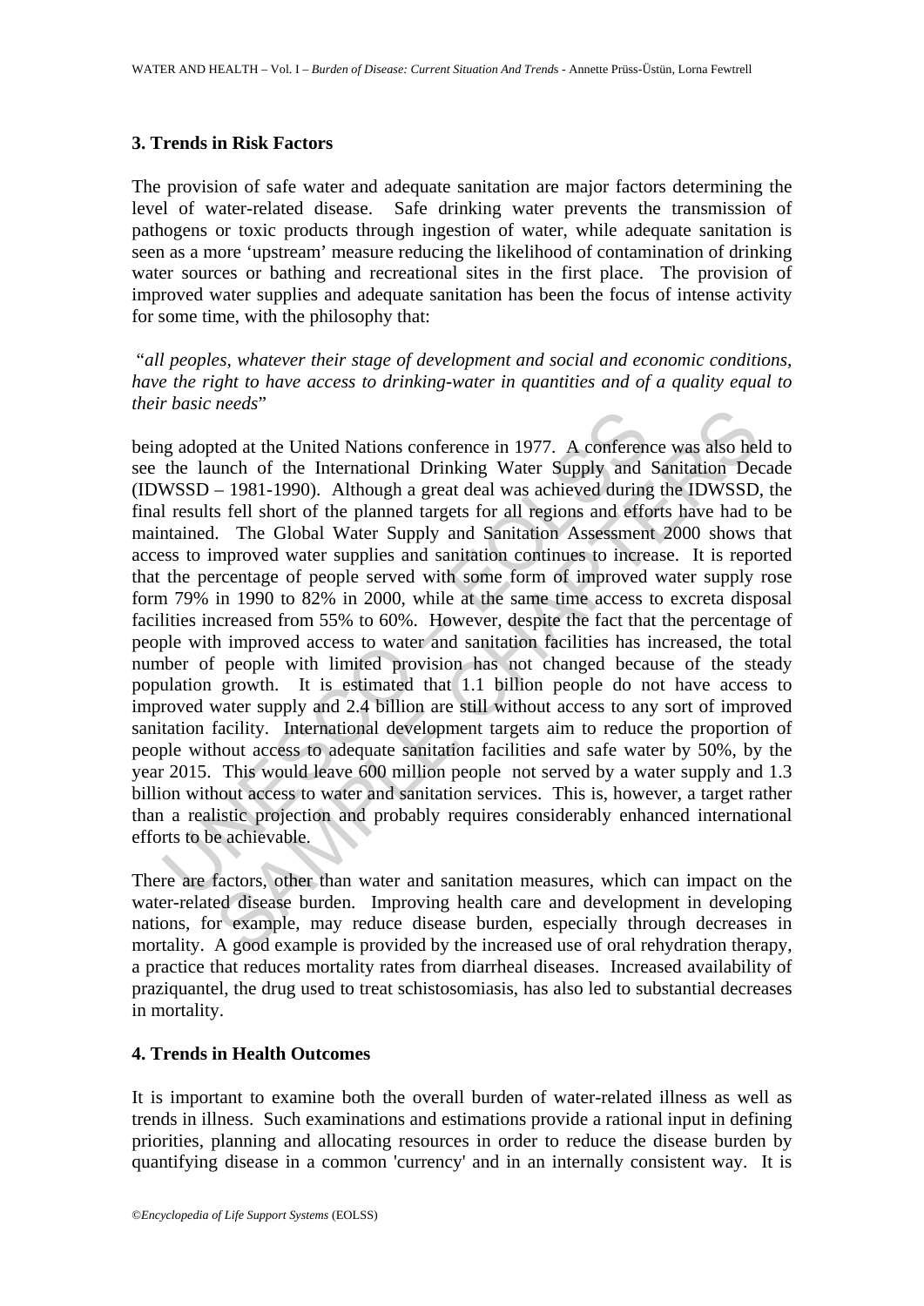## 3. Trends in Risk Factors

The provision of safe water and adequate sanitation are major factors determining the level of water-related disease. Safe drinking water prevents the transmission of pathogens or toxic products through ingestion of water, while adequate sanitation is seen as a more 'upstream' measure reducing the likelihood of contamination of drinking water sources or bathing and recreational sites in the first place. The provision of improved water supplies and adequate sanitation has been the focus of intense activity for some time, with the philosophy that:

"*all peoples, whatever their stage of development and social and economic conditions, have the right to have access to drinking-water in quantities and of a quality equal to their basic needs*"

being adopted at the United Nations conference in 1977. A conference was also held to see the launch of the International Drinking Water Supply and Sanitation Decade (IDWSSD – 1981-1990). Although a great deal was achieved during the IDWSSD, the final results fell short of the planned targets for all regions and efforts have had to be maintained. The Global Water Supply and Sanitation Assessment 2000 shows that access to improved water supplies and sanitation continues to increase. It is reported that the percentage of people served with some form of improved water supply rose form 79% in 1990 to 82% in 2000, while at the same time access to excreta disposal facilities increased from 55% to 60%. However, despite the fact that the percentage of people with improved access to water and sanitation facilities has increased, the total number of people with limited provision has not changed because of the steady population growth. It is estimated that 1.1 billion people do not have access to improved water supply and 2.4 billion are still without access to any sort of improved sanitation facility. International development targets aim to reduce the proportion of people without access to adequate sanitation facilities and safe water by 50%, by the year 2015. This would leave 600 million people not served by a water supply and 1.3 billion without access to water and sanitation services. This is, however, a target rather than a realistic projection and probably requires considerably enhanced international efforts to be achievable.

There are factors, other than water and sanitation measures, which can impact on the water-related disease burden. Improving health care and development in developing nations, for example, may reduce disease burden, especially through decreases in mortality. A good example is provided by the increased use of oral rehydration therapy, a practice that reduces mortality rates from diarrheal diseases. Increased availability of praziquantel, the drug used to treat schistosomiasis, has also led to substantial decreases in mortality.

## 4. Trends in Health Outcomes

It is important to examine both the overall burden of water-related illness as well as trends in illness. Such examinations and estimations provide a rational input in defining priorities, planning and allocating resources in order to reduce the disease burden by quantifying disease in a common 'currency' and in an internally consistent way. It is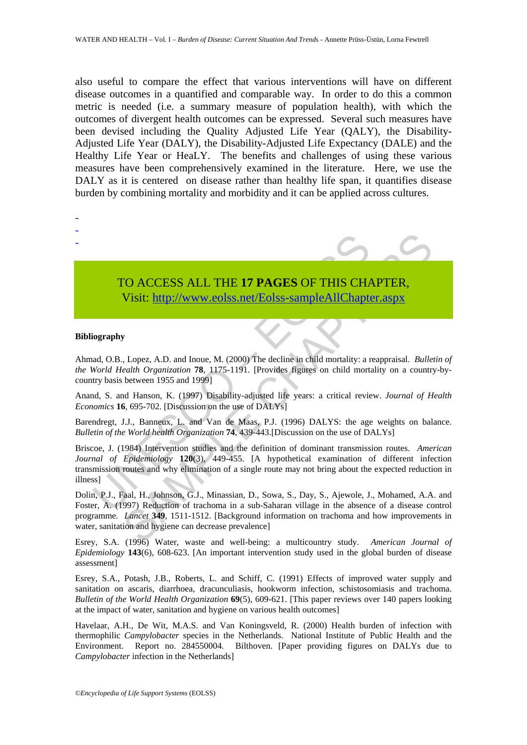also useful to compare the effect that various interventions will have on different disease outcomes in a quantified and comparable way. In order to do this a common metric is needed (i.e. a summary measure of population health), with which the outcomes of divergent health outcomes can be expressed. Several such measures have been devised including the Quality Adjusted Life Year (QALY), the Disability-Adjusted Life Year (DALY), the Disability-Adjusted Life Expectancy (DALE) and the Healthy Life Year or HeaLY. The benefits and challenges of using these various measures have been comprehensively examined in the literature. Here, we use the DALY as it is centered on disease rather than healthy life span, it quantifies disease burden by combining mortality and morbidity and it can be applied across cultures.

-
-
-

TO ACCESS ALL THE **17 PAGES** OF THIS CHAPTER,
Visit: http://www.eolss.net/Eolss-sampleAllChapter.aspx

**Bibliography**

Ahmad, O.B., Lopez, A.D. and Inoue, M. (2000) The decline in child mortality: a reappraisal. *Bulletin of the World Health Organization* **78**, 1175-1191. [Provides figures on child mortality on a country-by-country basis between 1955 and 1999]

Anand, S. and Hanson, K. (1997) Disability-adjusted life years: a critical review. *Journal of Health Economics* **16**, 695-702. [Discussion on the use of DALYs]

Barendregt, J.J., Banneux, L. and Van de Maas, P.J. (1996) DALYS: the age weights on balance. *Bulletin of the World health Organization* **74**, 439-443.[Discussion on the use of DALYs]

Briscoe, J. (1984) Intervention studies and the definition of dominant transmission routes. *American Journal of Epidemiology* **120**(3), 449-455. [A hypothetical examination of different infection transmission routes and why elimination of a single route may not bring about the expected reduction in illness]

Dolin, P.J., Faal, H., Johnson, G.J., Minassian, D., Sowa, S., Day, S., Ajewole, J., Mohamed, A.A. and Foster, A. (1997) Reduction of trachoma in a sub-Saharan village in the absence of a disease control programme. *Lancet* **349**, 1511-1512. [Background information on trachoma and how improvements in water, sanitation and hygiene can decrease prevalence]

Esrey, S.A. (1996) Water, waste and well-being: a multicountry study. *American Journal of Epidemiology* **143**(6), 608-623. [An important intervention study used in the global burden of disease assessment]

Esrey, S.A., Potash, J.B., Roberts, L. and Schiff, C. (1991) Effects of improved water supply and sanitation on ascaris, diarrhoea, dracunculiasis, hookworm infection, schistosomiasis and trachoma. *Bulletin of the World Health Organization* **69**(5), 609-621. [This paper reviews over 140 papers looking at the impact of water, sanitation and hygiene on various health outcomes]

Havelaar, A.H., De Wit, M.A.S. and Van Koningsveld, R. (2000) Health burden of infection with thermophilic *Campylobacter* species in the Netherlands. National Institute of Public Health and the Environment. Report no. 284550004. Bilthoven. [Paper providing figures on DALYs due to *Campylobacter* infection in the Netherlands]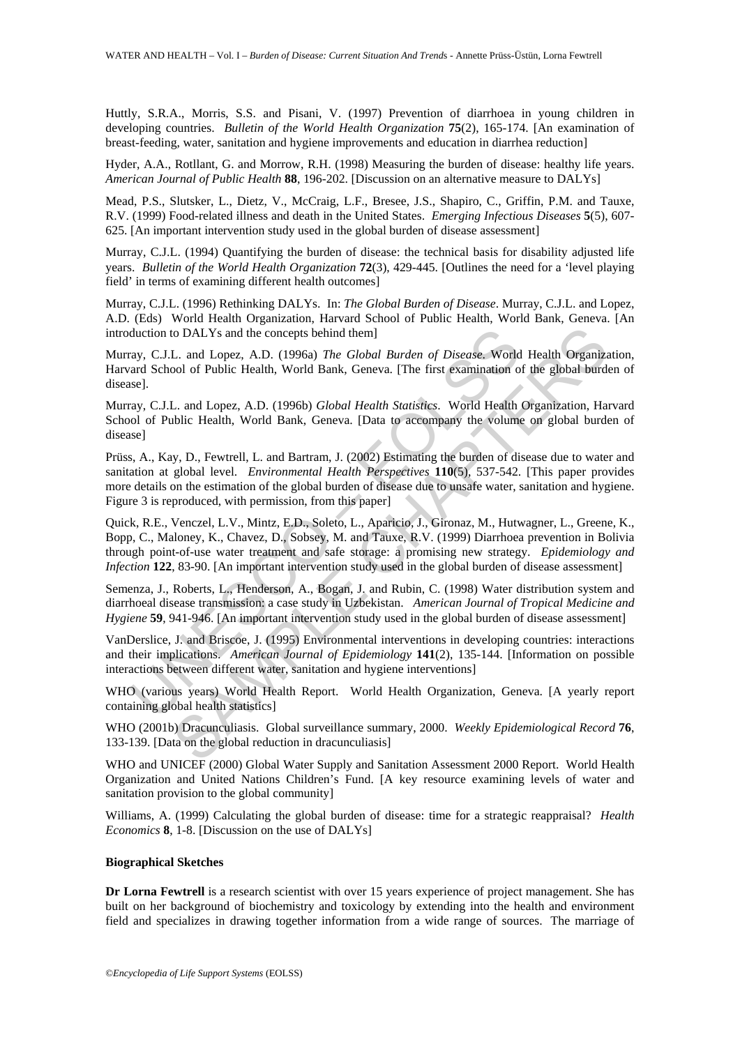Huttly, S.R.A., Morris, S.S. and Pisani, V. (1997) Prevention of diarrhoea in young children in developing countries. *Bulletin of the World Health Organization* **75**(2), 165-174. [An examination of breast-feeding, water, sanitation and hygiene improvements and education in diarrhea reduction]

Hyder, A.A., Rotllant, G. and Morrow, R.H. (1998) Measuring the burden of disease: healthy life years. *American Journal of Public Health* **88**, 196-202. [Discussion on an alternative measure to DALYs]

Mead, P.S., Slutsker, L., Dietz, V., McCraig, L.F., Bresee, J.S., Shapiro, C., Griffin, P.M. and Tauxe, R.V. (1999) Food-related illness and death in the United States. *Emerging Infectious Diseases* **5**(5), 607-625. [An important intervention study used in the global burden of disease assessment]

Murray, C.J.L. (1994) Quantifying the burden of disease: the technical basis for disability adjusted life years. *Bulletin of the World Health Organization* **72**(3), 429-445. [Outlines the need for a 'level playing field' in terms of examining different health outcomes]

Murray, C.J.L. (1996) Rethinking DALYs. In: *The Global Burden of Disease*. Murray, C.J.L. and Lopez, A.D. (Eds) World Health Organization, Harvard School of Public Health, World Bank, Geneva. [An introduction to DALYs and the concepts behind them]

Murray, C.J.L. and Lopez, A.D. (1996a) *The Global Burden of Disease*. World Health Organization, Harvard School of Public Health, World Bank, Geneva. [The first examination of the global burden of disease].

Murray, C.J.L. and Lopez, A.D. (1996b) *Global Health Statistics*. World Health Organization, Harvard School of Public Health, World Bank, Geneva. [Data to accompany the volume on global burden of disease]

Prüss, A., Kay, D., Fewtrell, L. and Bartram, J. (2002) Estimating the burden of disease due to water and sanitation at global level. *Environmental Health Perspectives* **110**(5), 537-542. [This paper provides more details on the estimation of the global burden of disease due to unsafe water, sanitation and hygiene. Figure 3 is reproduced, with permission, from this paper]

Quick, R.E., Venczel, L.V., Mintz, E.D., Soleto, L., Aparicio, J., Gironaz, M., Hutwagner, L., Greene, K., Bopp, C., Maloney, K., Chavez, D., Sobsey, M. and Tauxe, R.V. (1999) Diarrhoea prevention in Bolivia through point-of-use water treatment and safe storage: a promising new strategy. *Epidemiology and Infection* **122**, 83-90. [An important intervention study used in the global burden of disease assessment]

Semenza, J., Roberts, L., Henderson, A., Bogan, J. and Rubin, C. (1998) Water distribution system and diarrhoeal disease transmission: a case study in Uzbekistan. *American Journal of Tropical Medicine and Hygiene* **59**, 941-946. [An important intervention study used in the global burden of disease assessment]

VanDerslice, J. and Briscoe, J. (1995) Environmental interventions in developing countries: interactions and their implications. *American Journal of Epidemiology* **141**(2), 135-144. [Information on possible interactions between different water, sanitation and hygiene interventions]

WHO (various years) World Health Report. World Health Organization, Geneva. [A yearly report containing global health statistics]

WHO (2001b) Dracunculiasis. Global surveillance summary, 2000. *Weekly Epidemiological Record* **76**, 133-139. [Data on the global reduction in dracunculiasis]

WHO and UNICEF (2000) Global Water Supply and Sanitation Assessment 2000 Report. World Health Organization and United Nations Children's Fund. [A key resource examining levels of water and sanitation provision to the global community]

Williams, A. (1999) Calculating the global burden of disease: time for a strategic reappraisal? *Health Economics* **8**, 1-8. [Discussion on the use of DALYs]

**Biographical Sketches**

**Dr Lorna Fewtrell** is a research scientist with over 15 years experience of project management. She has built on her background of biochemistry and toxicology by extending into the health and environment field and specializes in drawing together information from a wide range of sources. The marriage of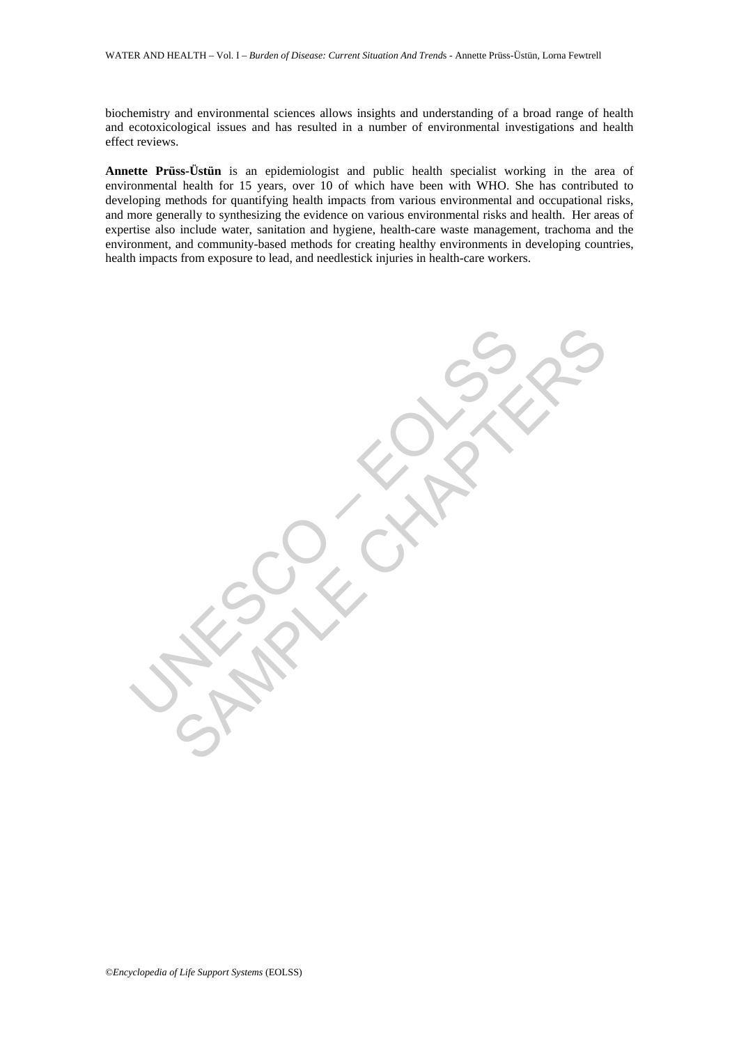biochemistry and environmental sciences allows insights and understanding of a broad range of health and ecotoxicological issues and has resulted in a number of environmental investigations and health effect reviews.

**Annette Prüss-Üstün** is an epidemiologist and public health specialist working in the area of environmental health for 15 years, over 10 of which have been with WHO. She has contributed to developing methods for quantifying health impacts from various environmental and occupational risks, and more generally to synthesizing the evidence on various environmental risks and health. Her areas of expertise also include water, sanitation and hygiene, health-care waste management, trachoma and the environment, and community-based methods for creating healthy environments in developing countries, health impacts from exposure to lead, and needlestick injuries in health-care workers.